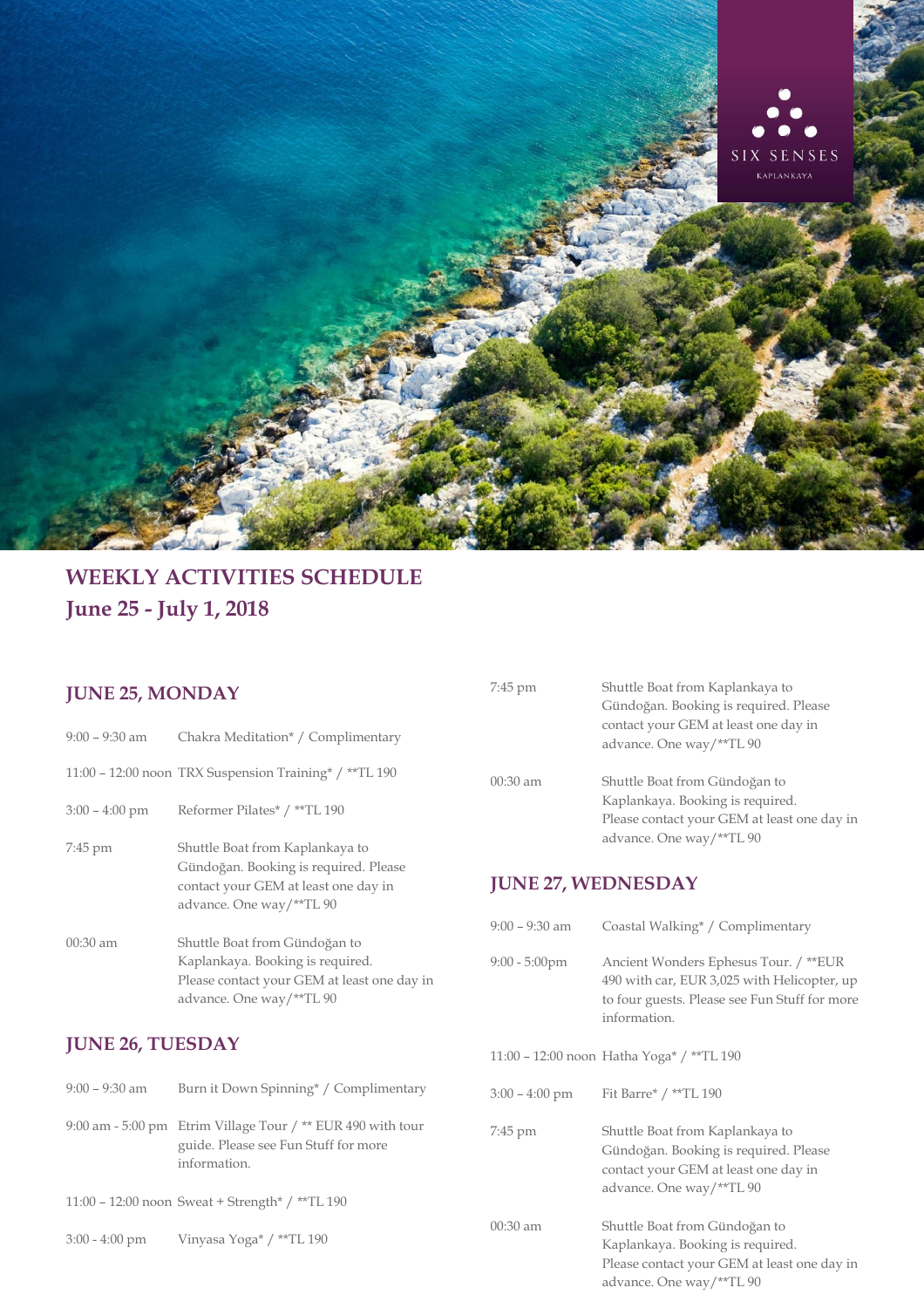SIX SENSES
KAPLANKAYA

# WEEKLY ACTIVITIES SCHEDULE
## June 25 - July 1, 2018

### JUNE 25, MONDAY

| | |
|---|---|
| 9:00 – 9:30 am | Chakra Meditation* / Complimentary |
| 11:00 – 12:00 noon | TRX Suspension Training* / **TL 190 |
| 3:00 – 4:00 pm | Reformer Pilates* / **TL 190 |
| 7:45 pm | Shuttle Boat from Kaplankaya to Gündoğan. Booking is required. Please contact your GEM at least one day in advance. One way/**TL 90 |
| 00:30 am | Shuttle Boat from Gündoğan to Kaplankaya. Booking is required. Please contact your GEM at least one day in advance. One way/**TL 90 |

### JUNE 26, TUESDAY

| | |
|---|---|
| 9:00 – 9:30 am | Burn it Down Spinning* / Complimentary |
| 9:00 am - 5:00 pm | Etrim Village Tour / ** EUR 490 with tour guide. Please see Fun Stuff for more information. |
| 11:00 – 12:00 noon | Sweat + Strength* / **TL 190 |
| 3:00 - 4:00 pm | Vinyasa Yoga* / **TL 190 |
| 7:45 pm | Shuttle Boat from Kaplankaya to Gündoğan. Booking is required. Please contact your GEM at least one day in advance. One way/**TL 90 |
| 00:30 am | Shuttle Boat from Gündoğan to Kaplankaya. Booking is required. Please contact your GEM at least one day in advance. One way/**TL 90 |

### JUNE 27, WEDNESDAY

| | |
|---|---|
| 9:00 – 9:30 am | Coastal Walking* / Complimentary |
| 9:00 - 5:00pm | Ancient Wonders Ephesus Tour. / **EUR 490 with car, EUR 3,025 with Helicopter, up to four guests. Please see Fun Stuff for more information. |
| 11:00 – 12:00 noon | Hatha Yoga* / **TL 190 |
| 3:00 – 4:00 pm | Fit Barre* / **TL 190 |
| 7:45 pm | Shuttle Boat from Kaplankaya to Gündoğan. Booking is required. Please contact your GEM at least one day in advance. One way/**TL 90 |
| 00:30 am | Shuttle Boat from Gündoğan to Kaplankaya. Booking is required. Please contact your GEM at least one day in advance. One way/**TL 90 |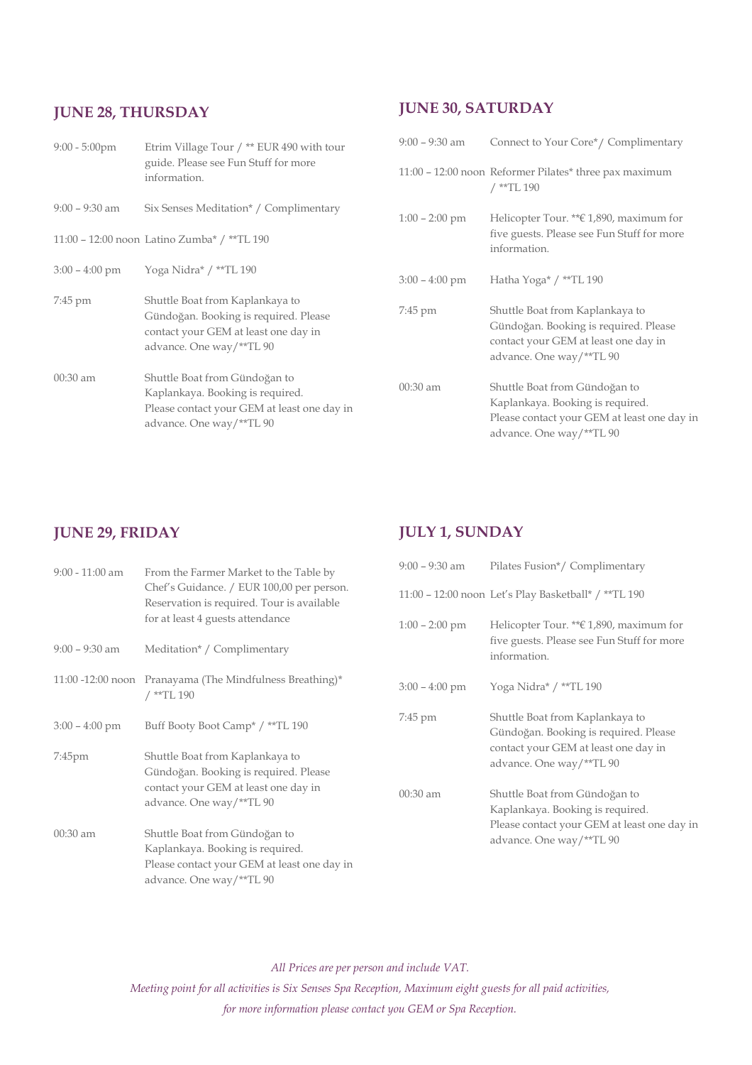## JUNE 28, THURSDAY

| | |
|---|---|
| 9:00 - 5:00pm | Etrim Village Tour / ** EUR 490 with tour guide. Please see Fun Stuff for more information. |
| 9:00 – 9:30 am | Six Senses Meditation* / Complimentary |
| 11:00 – 12:00 noon | Latino Zumba* / **TL 190 |
| 3:00 – 4:00 pm | Yoga Nidra* / **TL 190 |
| 7:45 pm | Shuttle Boat from Kaplankaya to Gündoğan. Booking is required. Please contact your GEM at least one day in advance. One way/**TL 90 |
| 00:30 am | Shuttle Boat from Gündoğan to Kaplankaya. Booking is required. Please contact your GEM at least one day in advance. One way/**TL 90 |

## JUNE 29, FRIDAY

| | |
|---|---|
| 9:00 – 11:00 am | From the Farmer Market to the Table by Chef's Guidance. / EUR 100,00 per person. Reservation is required. Tour is available for at least 4 guests attendance |
| 9:00 – 9:30 am | Meditation* / Complimentary |
| 11:00 -12:00 noon | Pranayama (The Mindfulness Breathing)* / **TL 190 |
| 3:00 – 4:00 pm | Buff Booty Boot Camp* / **TL 190 |
| 7:45pm | Shuttle Boat from Kaplankaya to Gündoğan. Booking is required. Please contact your GEM at least one day in advance. One way/**TL 90 |
| 00:30 am | Shuttle Boat from Gündoğan to Kaplankaya. Booking is required. Please contact your GEM at least one day in advance. One way/**TL 90 |

## JUNE 30, SATURDAY

| | |
|---|---|
| 9:00 – 9:30 am | Connect to Your Core*/ Complimentary |
| 11:00 – 12:00 noon | Reformer Pilates* three pax maximum / **TL 190 |
| 1:00 – 2:00 pm | Helicopter Tour. **€ 1,890, maximum for five guests. Please see Fun Stuff for more information. |
| 3:00 – 4:00 pm | Hatha Yoga* / **TL 190 |
| 7:45 pm | Shuttle Boat from Kaplankaya to Gündoğan. Booking is required. Please contact your GEM at least one day in advance. One way/**TL 90 |
| 00:30 am | Shuttle Boat from Gündoğan to Kaplankaya. Booking is required. Please contact your GEM at least one day in advance. One way/**TL 90 |

## JULY 1, SUNDAY

| | |
|---|---|
| 9:00 – 9:30 am | Pilates Fusion*/ Complimentary |
| 11:00 – 12:00 noon | Let's Play Basketball* / **TL 190 |
| 1:00 – 2:00 pm | Helicopter Tour. **€ 1,890, maximum for five guests. Please see Fun Stuff for more information. |
| 3:00 – 4:00 pm | Yoga Nidra* / **TL 190 |
| 7:45 pm | Shuttle Boat from Kaplankaya to Gündoğan. Booking is required. Please contact your GEM at least one day in advance. One way/**TL 90 |
| 00:30 am | Shuttle Boat from Gündoğan to Kaplankaya. Booking is required. Please contact your GEM at least one day in advance. One way/**TL 90 |

*All Prices are per person and include VAT.*
*Meeting point for all activities is Six Senses Spa Reception, Maximum eight guests for all paid activities,*
*for more information please contact you GEM or Spa Reception.*